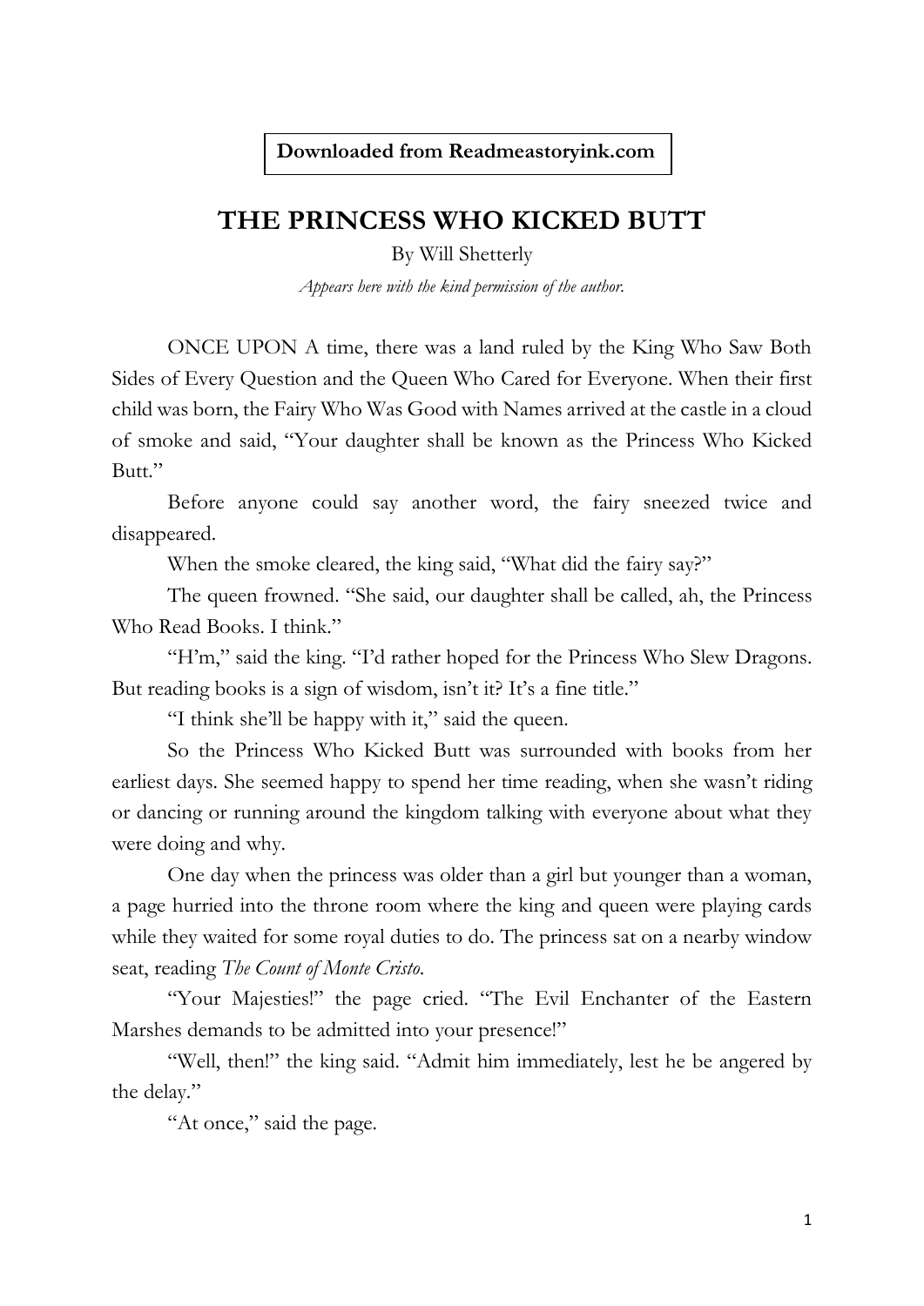**Downloaded from Readmeastoryink.com**

# THE PRINCESS WHO KICKED BUTT

By Will Shetterly

*Appears here with the kind permission of the author.*

ONCE UPON A time, there was a land ruled by the King Who Saw Both Sides of Every Question and the Queen Who Cared for Everyone. When their first child was born, the Fairy Who Was Good with Names arrived at the castle in a cloud of smoke and said, "Your daughter shall be known as the Princess Who Kicked Butt."

Before anyone could say another word, the fairy sneezed twice and disappeared.

When the smoke cleared, the king said, "What did the fairy say?"

The queen frowned. "She said, our daughter shall be called, ah, the Princess Who Read Books. I think."

"H'm," said the king. "I'd rather hoped for the Princess Who Slew Dragons. But reading books is a sign of wisdom, isn't it? It's a fine title."

"I think she'll be happy with it," said the queen.

So the Princess Who Kicked Butt was surrounded with books from her earliest days. She seemed happy to spend her time reading, when she wasn't riding or dancing or running around the kingdom talking with everyone about what they were doing and why.

One day when the princess was older than a girl but younger than a woman, a page hurried into the throne room where the king and queen were playing cards while they waited for some royal duties to do. The princess sat on a nearby window seat, reading *The Count of Monte Cristo*.

"Your Majesties!" the page cried. "The Evil Enchanter of the Eastern Marshes demands to be admitted into your presence!"

"Well, then!" the king said. "Admit him immediately, lest he be angered by the delay."

"At once," said the page.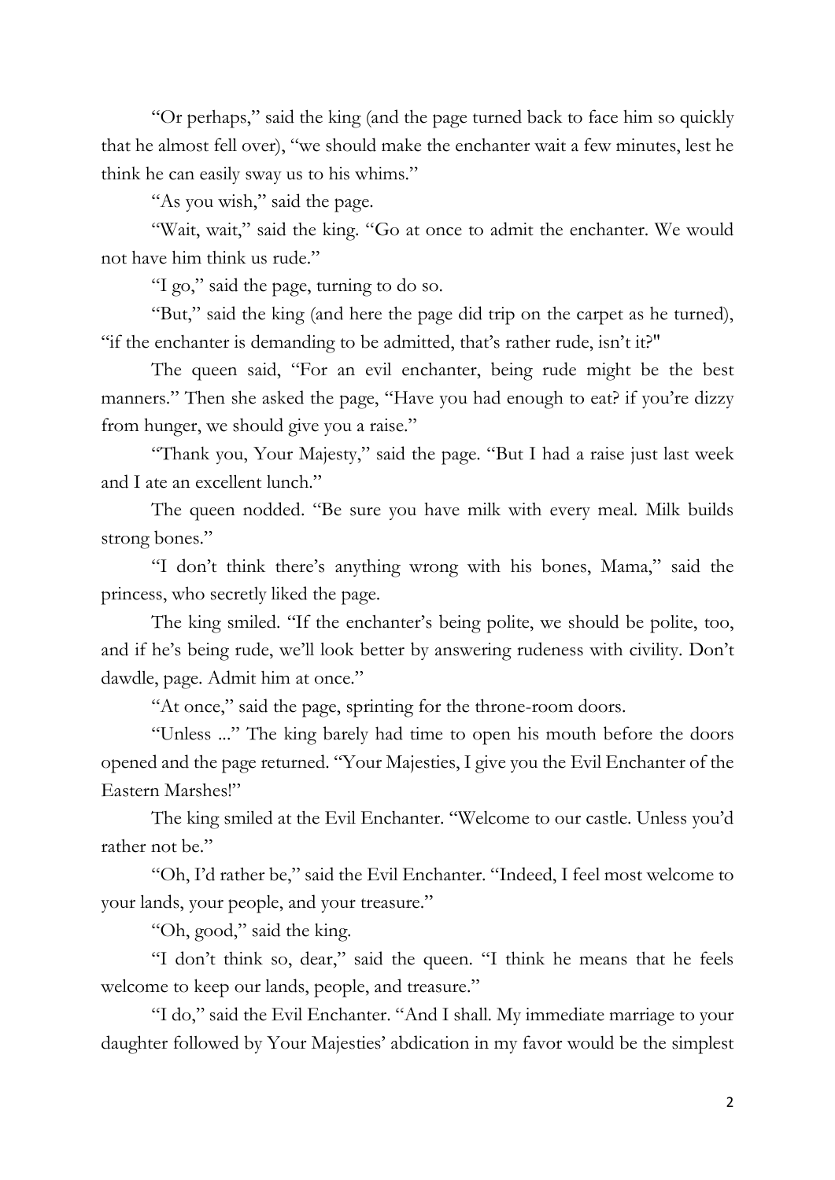"Or perhaps," said the king (and the page turned back to face him so quickly that he almost fell over), "we should make the enchanter wait a few minutes, lest he think he can easily sway us to his whims."

"As you wish," said the page.

"Wait, wait," said the king. "Go at once to admit the enchanter. We would not have him think us rude."

"I go," said the page, turning to do so.

"But," said the king (and here the page did trip on the carpet as he turned), "if the enchanter is demanding to be admitted, that's rather rude, isn't it?"

The queen said, "For an evil enchanter, being rude might be the best manners." Then she asked the page, "Have you had enough to eat? if you're dizzy from hunger, we should give you a raise."

"Thank you, Your Majesty," said the page. "But I had a raise just last week and I ate an excellent lunch."

The queen nodded. "Be sure you have milk with every meal. Milk builds strong bones."

"I don't think there's anything wrong with his bones, Mama," said the princess, who secretly liked the page.

The king smiled. "If the enchanter's being polite, we should be polite, too, and if he's being rude, we'll look better by answering rudeness with civility. Don't dawdle, page. Admit him at once."

"At once," said the page, sprinting for the throne-room doors.

"Unless ..." The king barely had time to open his mouth before the doors opened and the page returned. "Your Majesties, I give you the Evil Enchanter of the Eastern Marshes!"

The king smiled at the Evil Enchanter. "Welcome to our castle. Unless you'd rather not be."

"Oh, I'd rather be," said the Evil Enchanter. "Indeed, I feel most welcome to your lands, your people, and your treasure."

"Oh, good," said the king.

"I don't think so, dear," said the queen. "I think he means that he feels welcome to keep our lands, people, and treasure."

"I do," said the Evil Enchanter. "And I shall. My immediate marriage to your daughter followed by Your Majesties' abdication in my favor would be the simplest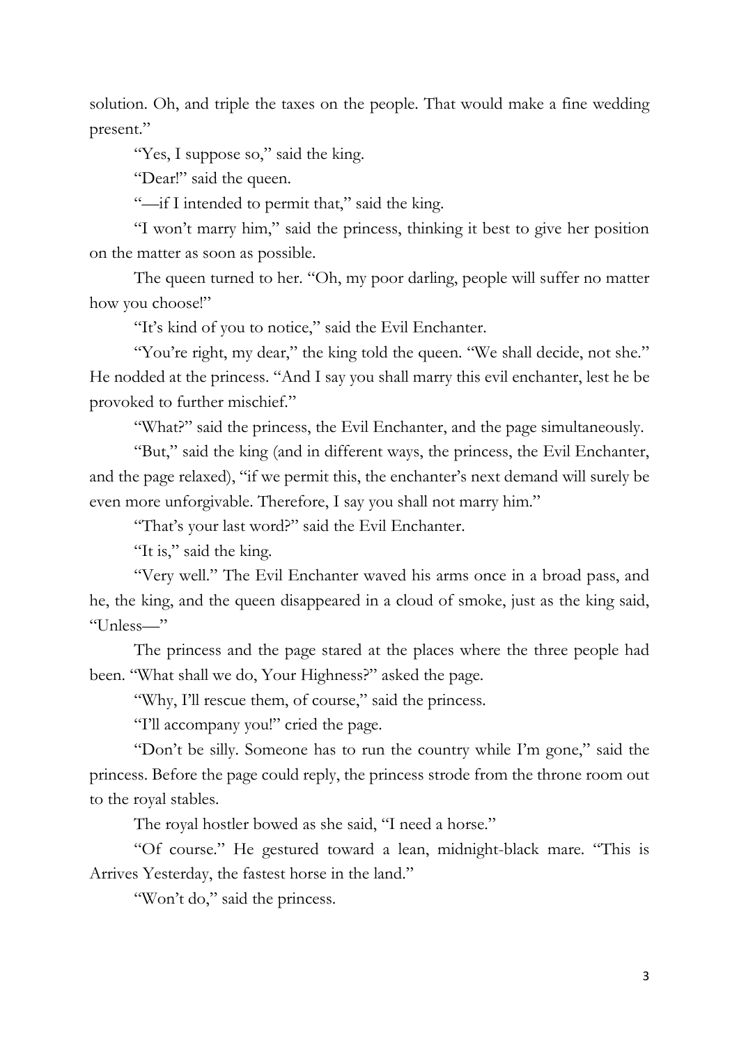solution. Oh, and triple the taxes on the people. That would make a fine wedding present."

"Yes, I suppose so," said the king.

"Dear!" said the queen.

"—if I intended to permit that," said the king.

"I won't marry him," said the princess, thinking it best to give her position on the matter as soon as possible.

The queen turned to her. "Oh, my poor darling, people will suffer no matter how you choose!"

"It's kind of you to notice," said the Evil Enchanter.

"You're right, my dear," the king told the queen. "We shall decide, not she." He nodded at the princess. "And I say you shall marry this evil enchanter, lest he be provoked to further mischief."

"What?" said the princess, the Evil Enchanter, and the page simultaneously.

"But," said the king (and in different ways, the princess, the Evil Enchanter, and the page relaxed), "if we permit this, the enchanter's next demand will surely be even more unforgivable. Therefore, I say you shall not marry him."

"That's your last word?" said the Evil Enchanter.

"It is," said the king.

"Very well." The Evil Enchanter waved his arms once in a broad pass, and he, the king, and the queen disappeared in a cloud of smoke, just as the king said, "Unless—"

The princess and the page stared at the places where the three people had been. "What shall we do, Your Highness?" asked the page.

"Why, I'll rescue them, of course," said the princess.

"I'll accompany you!" cried the page.

"Don't be silly. Someone has to run the country while I'm gone," said the princess. Before the page could reply, the princess strode from the throne room out to the royal stables.

The royal hostler bowed as she said, "I need a horse."

"Of course." He gestured toward a lean, midnight-black mare. "This is Arrives Yesterday, the fastest horse in the land."

"Won't do," said the princess.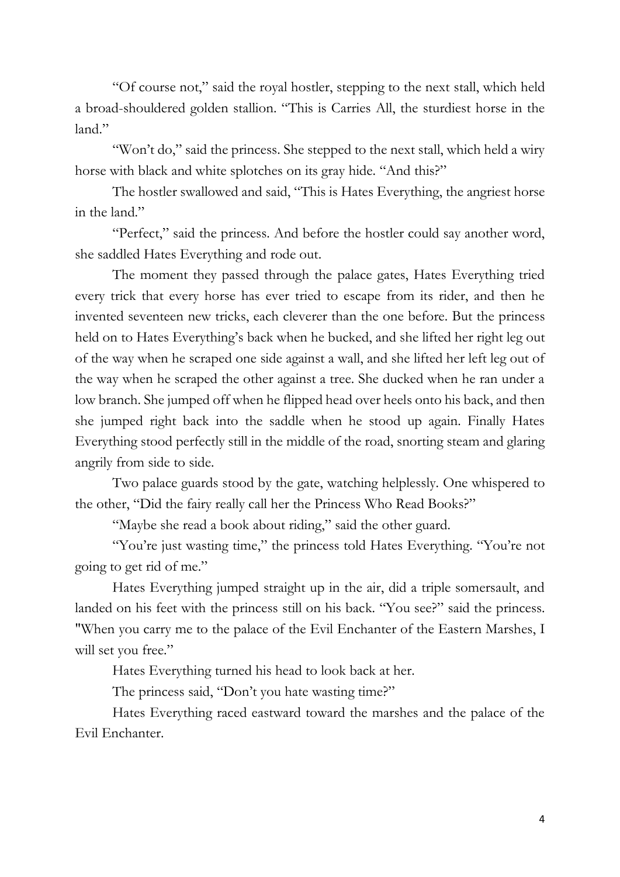"Of course not," said the royal hostler, stepping to the next stall, which held a broad-shouldered golden stallion. "This is Carries All, the sturdiest horse in the land."

"Won't do," said the princess. She stepped to the next stall, which held a wiry horse with black and white splotches on its gray hide. "And this?"

The hostler swallowed and said, "This is Hates Everything, the angriest horse in the land."

"Perfect," said the princess. And before the hostler could say another word, she saddled Hates Everything and rode out.

The moment they passed through the palace gates, Hates Everything tried every trick that every horse has ever tried to escape from its rider, and then he invented seventeen new tricks, each cleverer than the one before. But the princess held on to Hates Everything's back when he bucked, and she lifted her right leg out of the way when he scraped one side against a wall, and she lifted her left leg out of the way when he scraped the other against a tree. She ducked when he ran under a low branch. She jumped off when he flipped head over heels onto his back, and then she jumped right back into the saddle when he stood up again. Finally Hates Everything stood perfectly still in the middle of the road, snorting steam and glaring angrily from side to side.

Two palace guards stood by the gate, watching helplessly. One whispered to the other, "Did the fairy really call her the Princess Who Read Books?"

"Maybe she read a book about riding," said the other guard.

"You're just wasting time," the princess told Hates Everything. "You're not going to get rid of me."

Hates Everything jumped straight up in the air, did a triple somersault, and landed on his feet with the princess still on his back. "You see?" said the princess. "When you carry me to the palace of the Evil Enchanter of the Eastern Marshes, I will set you free."

Hates Everything turned his head to look back at her.

The princess said, "Don't you hate wasting time?"

Hates Everything raced eastward toward the marshes and the palace of the Evil Enchanter.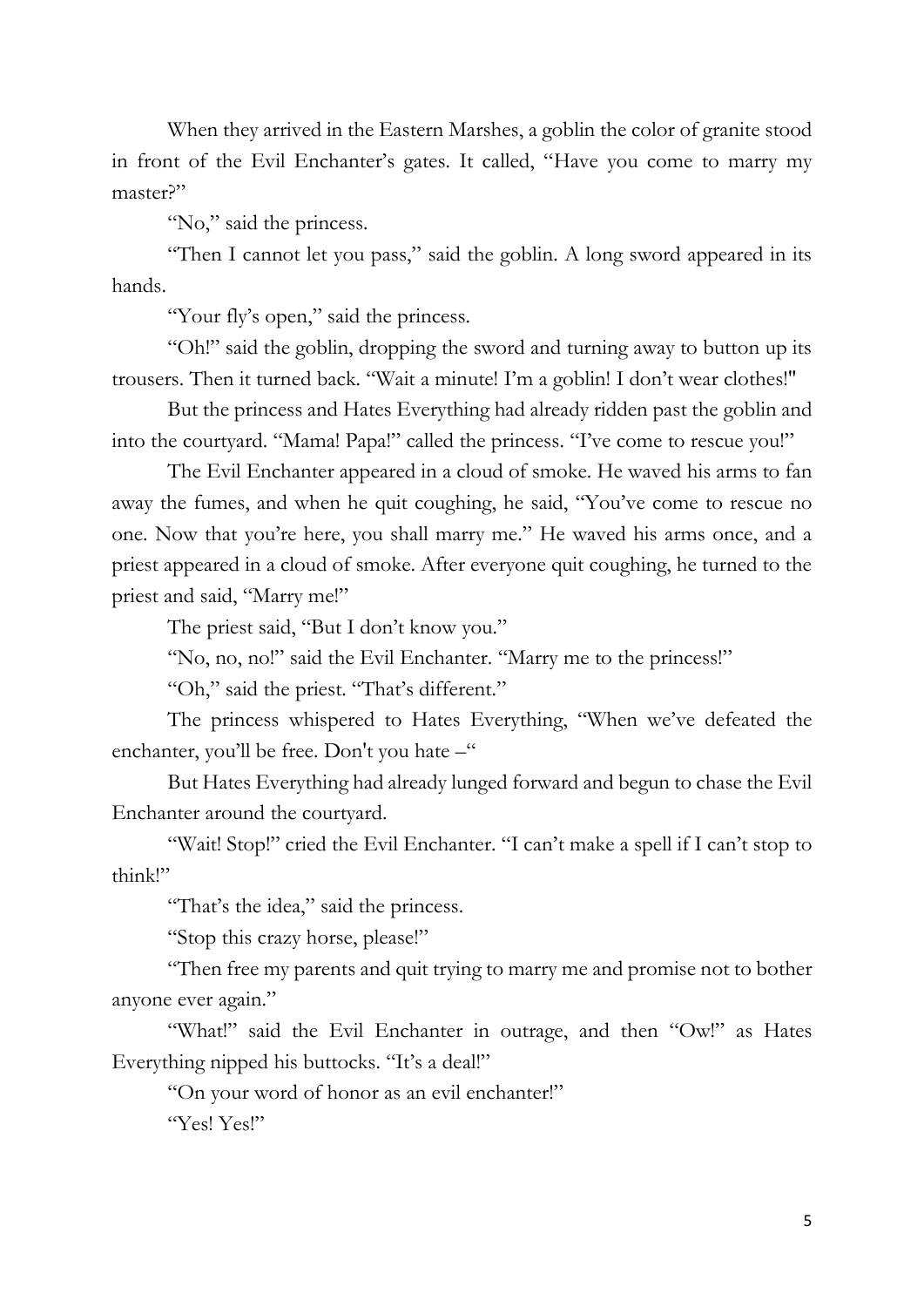When they arrived in the Eastern Marshes, a goblin the color of granite stood in front of the Evil Enchanter's gates. It called, "Have you come to marry my master?"

"No," said the princess.

"Then I cannot let you pass," said the goblin. A long sword appeared in its hands.

"Your fly's open," said the princess.

"Oh!" said the goblin, dropping the sword and turning away to button up its trousers. Then it turned back. "Wait a minute! I'm a goblin! I don't wear clothes!"

But the princess and Hates Everything had already ridden past the goblin and into the courtyard. "Mama! Papa!" called the princess. "I've come to rescue you!"

The Evil Enchanter appeared in a cloud of smoke. He waved his arms to fan away the fumes, and when he quit coughing, he said, "You've come to rescue no one. Now that you're here, you shall marry me." He waved his arms once, and a priest appeared in a cloud of smoke. After everyone quit coughing, he turned to the priest and said, "Marry me!"

The priest said, "But I don't know you."

"No, no, no!" said the Evil Enchanter. "Marry me to the princess!"

"Oh," said the priest. "That's different."

The princess whispered to Hates Everything, "When we've defeated the enchanter, you'll be free. Don't you hate –"

But Hates Everything had already lunged forward and begun to chase the Evil Enchanter around the courtyard.

"Wait! Stop!" cried the Evil Enchanter. "I can't make a spell if I can't stop to think!"

"That's the idea," said the princess.

"Stop this crazy horse, please!"

"Then free my parents and quit trying to marry me and promise not to bother anyone ever again."

"What!" said the Evil Enchanter in outrage, and then "Ow!" as Hates Everything nipped his buttocks. "It's a deal!"

"On your word of honor as an evil enchanter!"

"Yes! Yes!"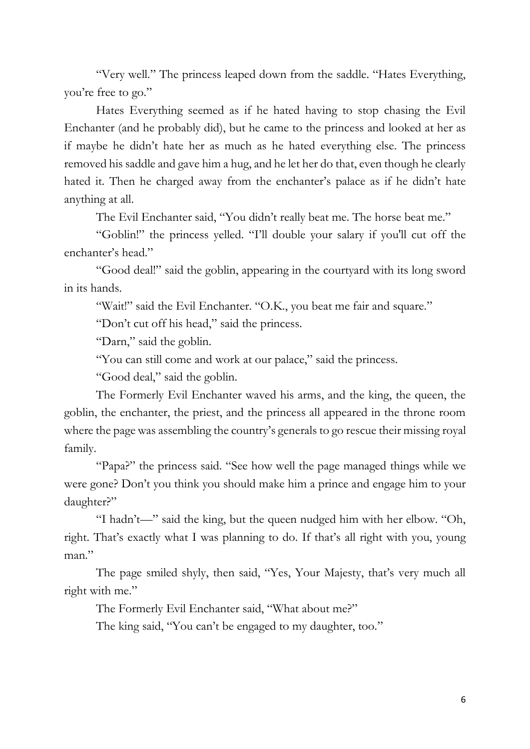"Very well." The princess leaped down from the saddle. "Hates Everything, you're free to go."

Hates Everything seemed as if he hated having to stop chasing the Evil Enchanter (and he probably did), but he came to the princess and looked at her as if maybe he didn't hate her as much as he hated everything else. The princess removed his saddle and gave him a hug, and he let her do that, even though he clearly hated it. Then he charged away from the enchanter's palace as if he didn't hate anything at all.

The Evil Enchanter said, "You didn't really beat me. The horse beat me."

"Goblin!" the princess yelled. "I'll double your salary if you'll cut off the enchanter's head."

"Good deal!" said the goblin, appearing in the courtyard with its long sword in its hands.

"Wait!" said the Evil Enchanter. "O.K., you beat me fair and square."

"Don't cut off his head," said the princess.

"Darn," said the goblin.

"You can still come and work at our palace," said the princess.

"Good deal," said the goblin.

The Formerly Evil Enchanter waved his arms, and the king, the queen, the goblin, the enchanter, the priest, and the princess all appeared in the throne room where the page was assembling the country's generals to go rescue their missing royal family.

"Papa?" the princess said. "See how well the page managed things while we were gone? Don't you think you should make him a prince and engage him to your daughter?"

"I hadn't—" said the king, but the queen nudged him with her elbow. "Oh, right. That's exactly what I was planning to do. If that's all right with you, young man."

The page smiled shyly, then said, "Yes, Your Majesty, that's very much all right with me."

The Formerly Evil Enchanter said, "What about me?"

The king said, "You can't be engaged to my daughter, too."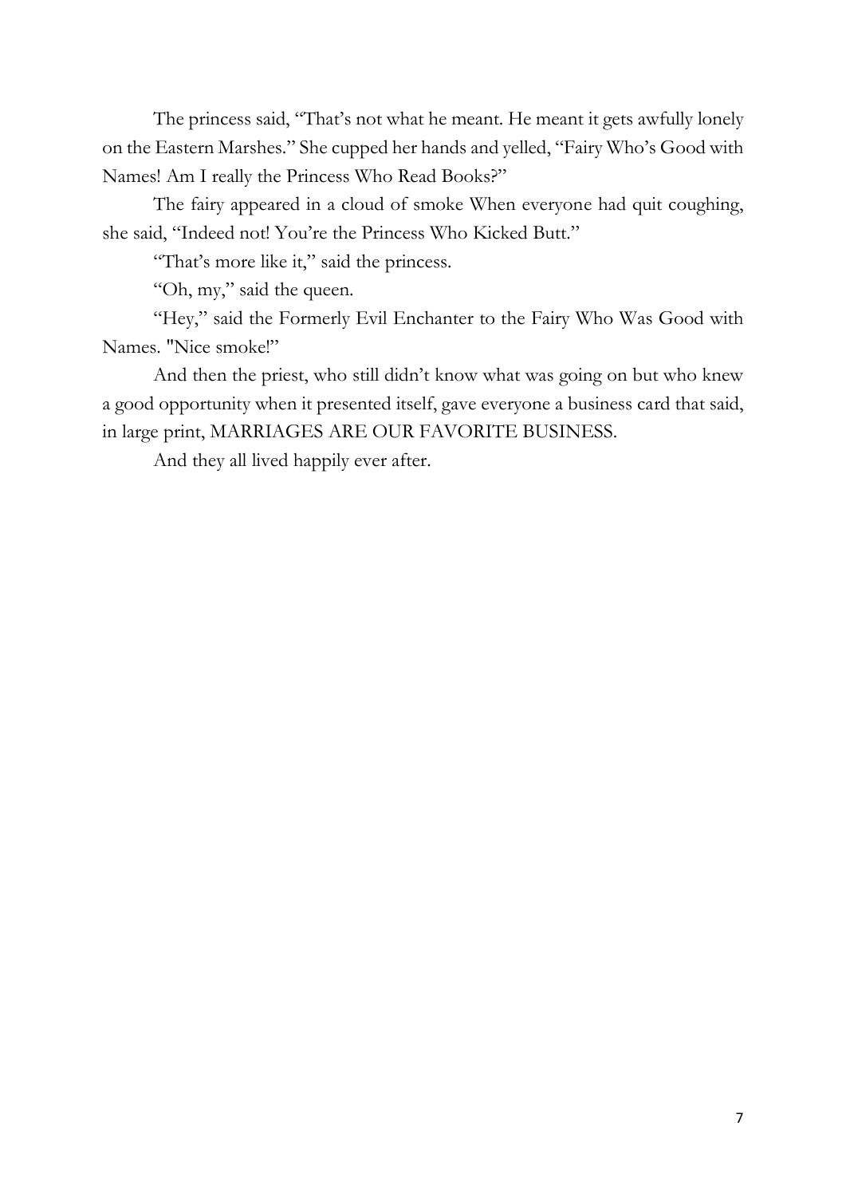The princess said, “That’s not what he meant. He meant it gets awfully lonely on the Eastern Marshes.” She cupped her hands and yelled, “Fairy Who’s Good with Names! Am I really the Princess Who Read Books?”

The fairy appeared in a cloud of smoke When everyone had quit coughing, she said, “Indeed not! You’re the Princess Who Kicked Butt.”

“That’s more like it,” said the princess.

“Oh, my,” said the queen.

“Hey,” said the Formerly Evil Enchanter to the Fairy Who Was Good with Names. "Nice smoke!”

And then the priest, who still didn’t know what was going on but who knew a good opportunity when it presented itself, gave everyone a business card that said, in large print, MARRIAGES ARE OUR FAVORITE BUSINESS.

And they all lived happily ever after.